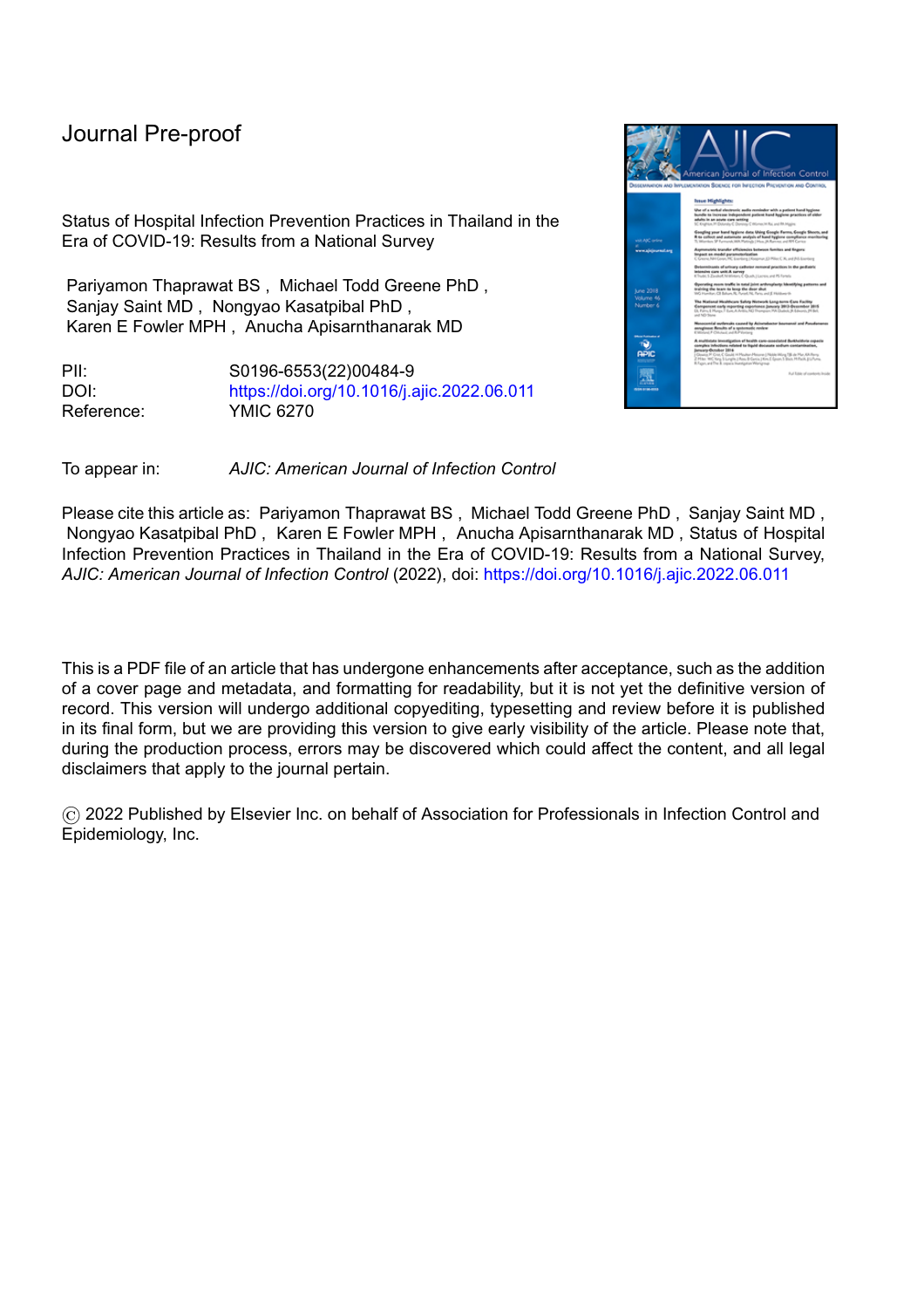Journal Pre-proof

Status of Hospital Infection Prevention Practices in Thailand in the Era of COVID-19: Results from a National Survey

Pariyamon Thaprawat BS , Michael Todd Greene PhD , Sanjay Saint MD , Nongyao Kasatpibal PhD , Karen E Fowler MPH , Anucha Apisarnthanarak MD

PII: S0196-6553(22)00484-9
DOI: https://doi.org/10.1016/j.ajic.2022.06.011
Reference: YMIC 6270

To appear in: *AJIC: American Journal of Infection Control*

Please cite this article as: Pariyamon Thaprawat BS , Michael Todd Greene PhD , Sanjay Saint MD , Nongyao Kasatpibal PhD , Karen E Fowler MPH , Anucha Apisarnthanarak MD , Status of Hospital Infection Prevention Practices in Thailand in the Era of COVID-19: Results from a National Survey, *AJIC: American Journal of Infection Control* (2022), doi: https://doi.org/10.1016/j.ajic.2022.06.011

This is a PDF file of an article that has undergone enhancements after acceptance, such as the addition of a cover page and metadata, and formatting for readability, but it is not yet the definitive version of record. This version will undergo additional copyediting, typesetting and review before it is published in its final form, but we are providing this version to give early visibility of the article. Please note that, during the production process, errors may be discovered which could affect the content, and all legal disclaimers that apply to the journal pertain.

© 2022 Published by Elsevier Inc. on behalf of Association for Professionals in Infection Control and Epidemiology, Inc.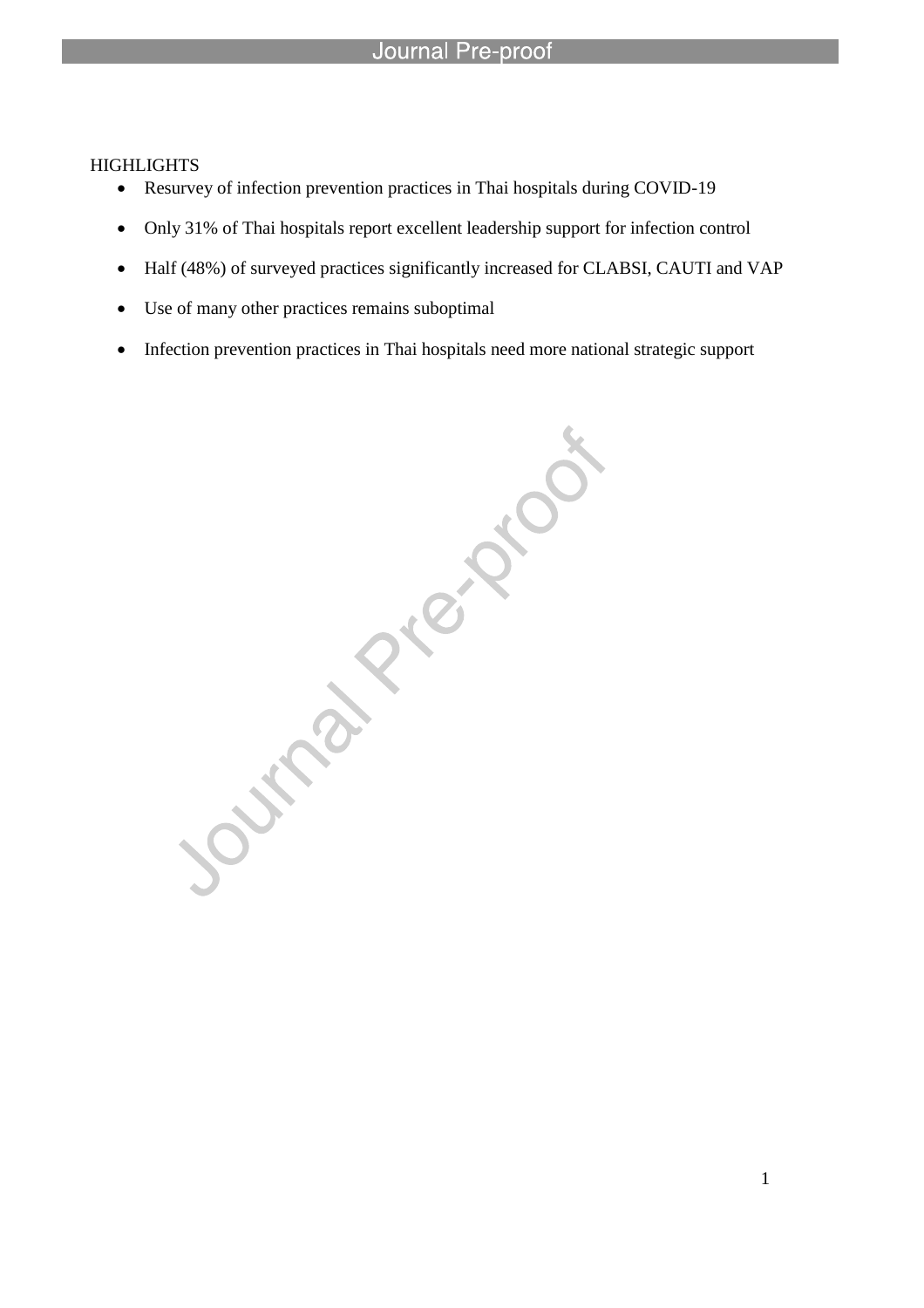HIGHLIGHTS

- Resurvey of infection prevention practices in Thai hospitals during COVID-19
- Only 31% of Thai hospitals report excellent leadership support for infection control
- Half (48%) of surveyed practices significantly increased for CLABSI, CAUTI and VAP
- Use of many other practices remains suboptimal
- Infection prevention practices in Thai hospitals need more national strategic support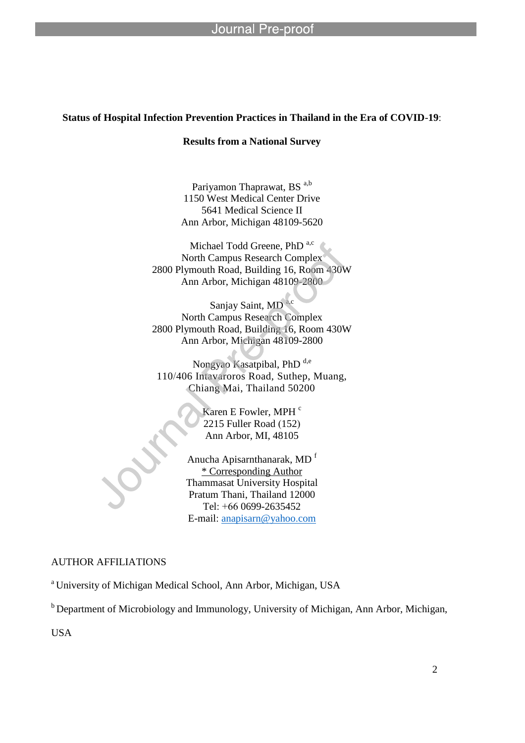**Status of Hospital Infection Prevention Practices in Thailand in the Era of COVID-19:**

**Results from a National Survey**

Pariyamon Thaprawat, BS [a,b]
1150 West Medical Center Drive
5641 Medical Science II
Ann Arbor, Michigan 48109-5620

Michael Todd Greene, PhD [a,c]
North Campus Research Complex
2800 Plymouth Road, Building 16, Room 430W
Ann Arbor, Michigan 48109-2800

Sanjay Saint, MD [a,c]
North Campus Research Complex
2800 Plymouth Road, Building 16, Room 430W
Ann Arbor, Michigan 48109-2800

Nongyao Kasatpibal, PhD [d,e]
110/406 Intavaroros Road, Suthep, Muang,
Chiang Mai, Thailand 50200

Karen E Fowler, MPH [c]
2215 Fuller Road (152)
Ann Arbor, MI, 48105

Anucha Apisarnthanarak, MD [f]
\* Corresponding Author
Thammasat University Hospital
Pratum Thani, Thailand 12000
Tel: +66 0699-2635452
E-mail: anapisarn@yahoo.com

AUTHOR AFFILIATIONS

[a] University of Michigan Medical School, Ann Arbor, Michigan, USA

[b] Department of Microbiology and Immunology, University of Michigan, Ann Arbor, Michigan, USA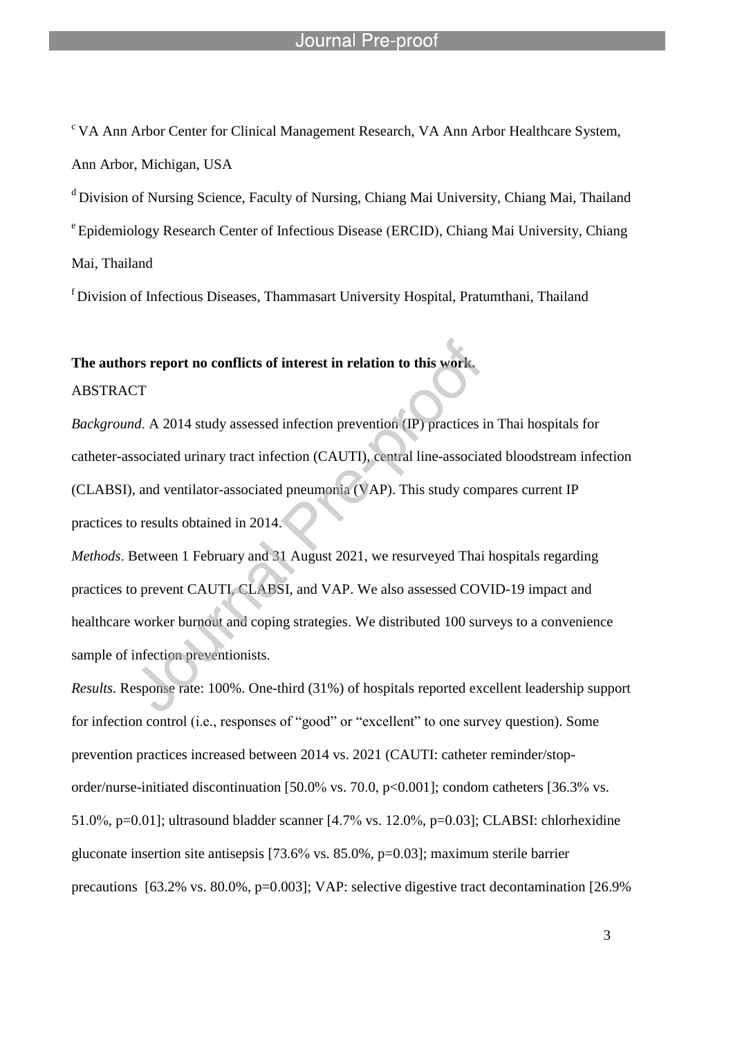[c] VA Ann Arbor Center for Clinical Management Research, VA Ann Arbor Healthcare System, Ann Arbor, Michigan, USA

[d] Division of Nursing Science, Faculty of Nursing, Chiang Mai University, Chiang Mai, Thailand

[e] Epidemiology Research Center of Infectious Disease (ERCID), Chiang Mai University, Chiang Mai, Thailand

[f] Division of Infectious Diseases, Thammasart University Hospital, Pratumthani, Thailand

**The authors report no conflicts of interest in relation to this work.**

ABSTRACT

*Background*. A 2014 study assessed infection prevention (IP) practices in Thai hospitals for catheter-associated urinary tract infection (CAUTI), central line-associated bloodstream infection (CLABSI), and ventilator-associated pneumonia (VAP). This study compares current IP practices to results obtained in 2014.

*Methods*. Between 1 February and 31 August 2021, we resurveyed Thai hospitals regarding practices to prevent CAUTI, CLABSI, and VAP. We also assessed COVID-19 impact and healthcare worker burnout and coping strategies. We distributed 100 surveys to a convenience sample of infection preventionists.

*Results.* Response rate: 100%. One-third (31%) of hospitals reported excellent leadership support for infection control (i.e., responses of "good" or "excellent" to one survey question). Some prevention practices increased between 2014 vs. 2021 (CAUTI: catheter reminder/stop-order/nurse-initiated discontinuation [50.0% vs. 70.0, $p<0.001$]; condom catheters [36.3% vs. 51.0%, $p=0.01$]; ultrasound bladder scanner [4.7% vs. 12.0%, $p=0.03$]; CLABSI: chlorhexidine gluconate insertion site antisepsis [73.6% vs. 85.0%, $p=0.03$]; maximum sterile barrier precautions [63.2% vs. 80.0%, $p=0.003$]; VAP: selective digestive tract decontamination [26.9%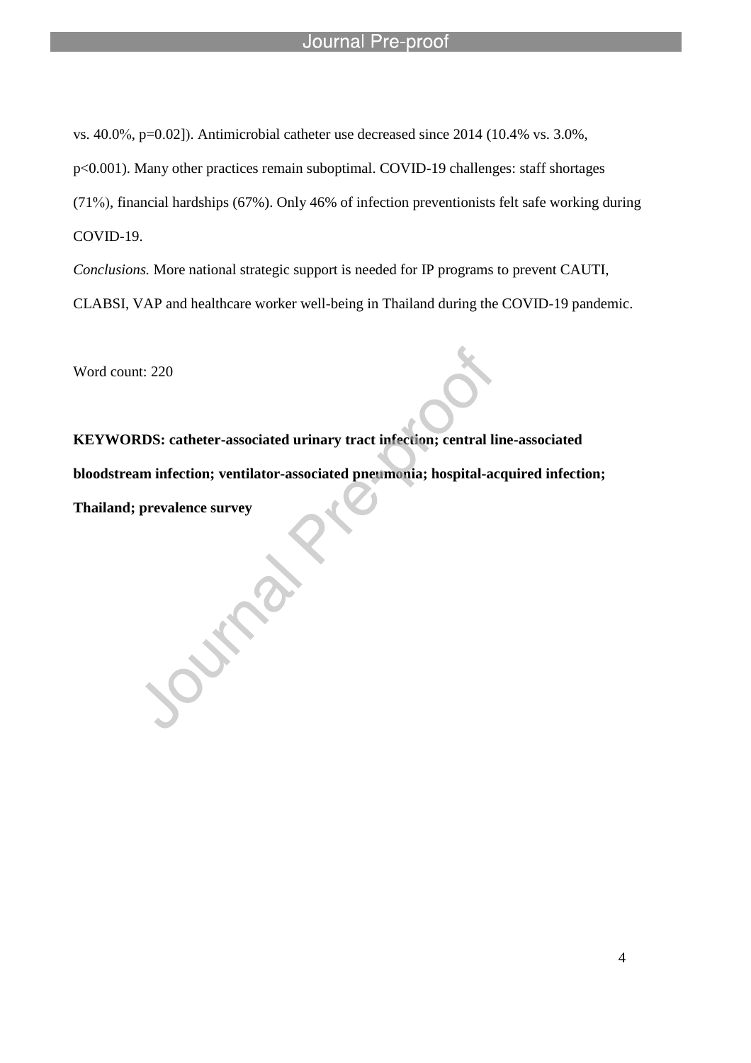vs. 40.0%, p=0.02]). Antimicrobial catheter use decreased since 2014 (10.4% vs. 3.0%, p<0.001). Many other practices remain suboptimal. COVID-19 challenges: staff shortages (71%), financial hardships (67%). Only 46% of infection preventionists felt safe working during COVID-19.

*Conclusions.* More national strategic support is needed for IP programs to prevent CAUTI, CLABSI, VAP and healthcare worker well-being in Thailand during the COVID-19 pandemic.

Word count: 220

**KEYWORDS: catheter-associated urinary tract infection; central line-associated bloodstream infection; ventilator-associated pneumonia; hospital-acquired infection; Thailand; prevalence survey**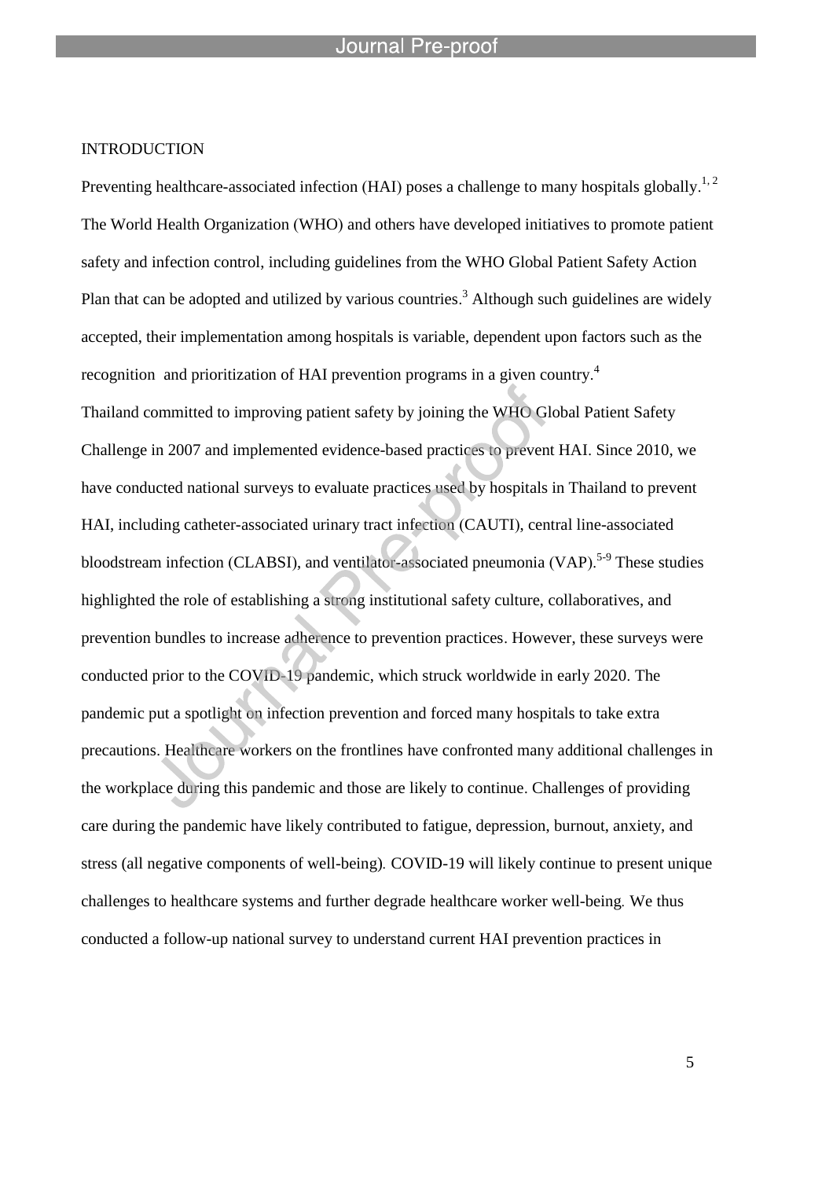## INTRODUCTION

Preventing healthcare-associated infection (HAI) poses a challenge to many hospitals globally.[1, 2] The World Health Organization (WHO) and others have developed initiatives to promote patient safety and infection control, including guidelines from the WHO Global Patient Safety Action Plan that can be adopted and utilized by various countries.[3] Although such guidelines are widely accepted, their implementation among hospitals is variable, dependent upon factors such as the recognition and prioritization of HAI prevention programs in a given country.[4]

Thailand committed to improving patient safety by joining the WHO Global Patient Safety Challenge in 2007 and implemented evidence-based practices to prevent HAI. Since 2010, we have conducted national surveys to evaluate practices used by hospitals in Thailand to prevent HAI, including catheter-associated urinary tract infection (CAUTI), central line-associated bloodstream infection (CLABSI), and ventilator-associated pneumonia (VAP).[5-9] These studies highlighted the role of establishing a strong institutional safety culture, collaboratives, and prevention bundles to increase adherence to prevention practices. However, these surveys were conducted prior to the COVID-19 pandemic, which struck worldwide in early 2020. The pandemic put a spotlight on infection prevention and forced many hospitals to take extra precautions. Healthcare workers on the frontlines have confronted many additional challenges in the workplace during this pandemic and those are likely to continue. Challenges of providing care during the pandemic have likely contributed to fatigue, depression, burnout, anxiety, and stress (all negative components of well-being). COVID-19 will likely continue to present unique challenges to healthcare systems and further degrade healthcare worker well-being. We thus conducted a follow-up national survey to understand current HAI prevention practices in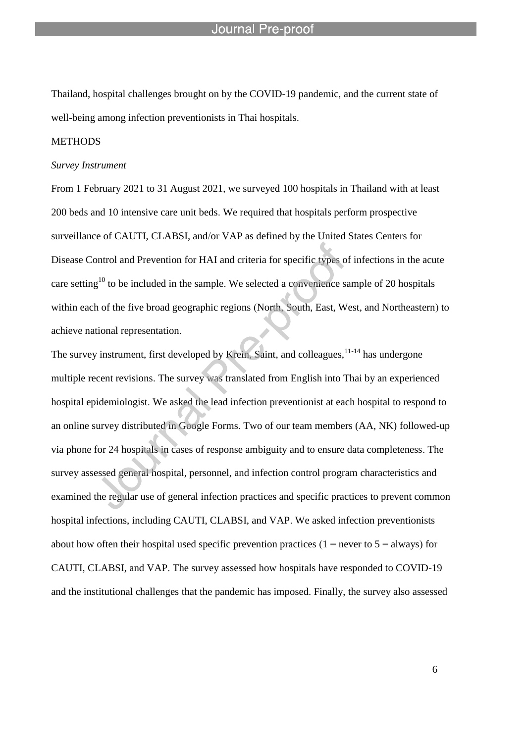Thailand, hospital challenges brought on by the COVID-19 pandemic, and the current state of well-being among infection preventionists in Thai hospitals.

## METHODS

### *Survey Instrument*

From 1 February 2021 to 31 August 2021, we surveyed 100 hospitals in Thailand with at least 200 beds and 10 intensive care unit beds. We required that hospitals perform prospective surveillance of CAUTI, CLABSI, and/or VAP as defined by the United States Centers for Disease Control and Prevention for HAI and criteria for specific types of infections in the acute care setting[10] to be included in the sample. We selected a convenience sample of 20 hospitals within each of the five broad geographic regions (North, South, East, West, and Northeastern) to achieve national representation.

The survey instrument, first developed by Krein, Saint, and colleagues,[11-14] has undergone multiple recent revisions. The survey was translated from English into Thai by an experienced hospital epidemiologist. We asked the lead infection preventionist at each hospital to respond to an online survey distributed in Google Forms. Two of our team members (AA, NK) followed-up via phone for 24 hospitals in cases of response ambiguity and to ensure data completeness. The survey assessed general hospital, personnel, and infection control program characteristics and examined the regular use of general infection practices and specific practices to prevent common hospital infections, including CAUTI, CLABSI, and VAP. We asked infection preventionists about how often their hospital used specific prevention practices (1 = never to 5 = always) for CAUTI, CLABSI, and VAP. The survey assessed how hospitals have responded to COVID-19 and the institutional challenges that the pandemic has imposed. Finally, the survey also assessed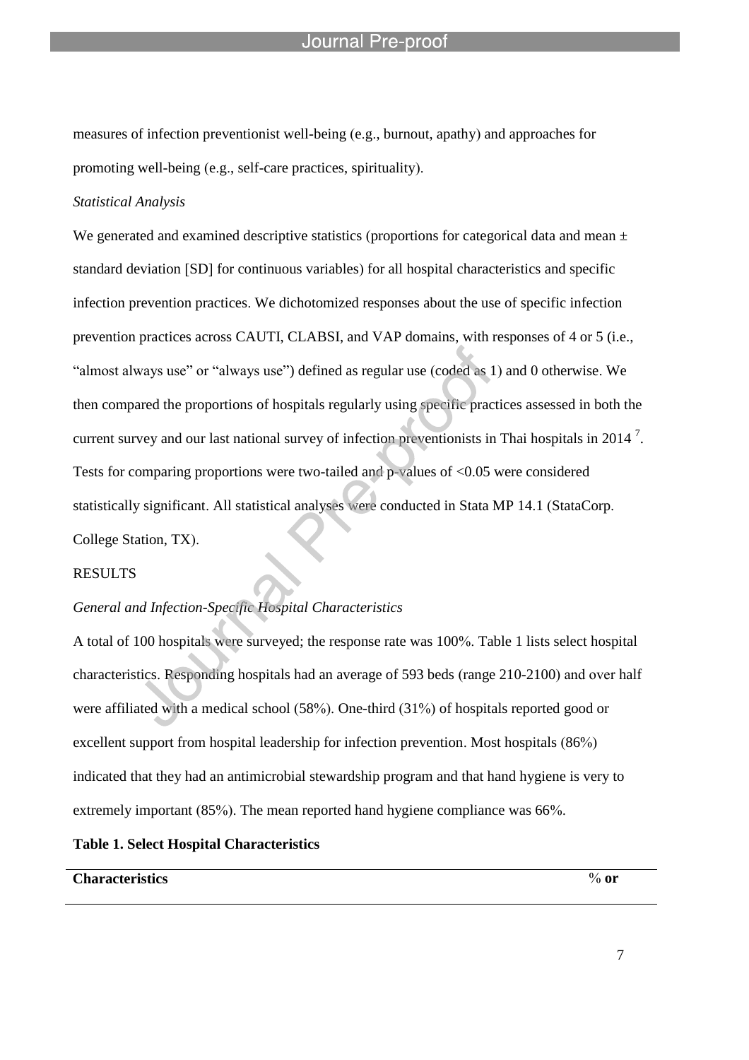measures of infection preventionist well-being (e.g., burnout, apathy) and approaches for promoting well-being (e.g., self-care practices, spirituality).

*Statistical Analysis*

We generated and examined descriptive statistics (proportions for categorical data and mean ± standard deviation [SD] for continuous variables) for all hospital characteristics and specific infection prevention practices. We dichotomized responses about the use of specific infection prevention practices across CAUTI, CLABSI, and VAP domains, with responses of 4 or 5 (i.e., "almost always use" or "always use") defined as regular use (coded as 1) and 0 otherwise. We then compared the proportions of hospitals regularly using specific practices assessed in both the current survey and our last national survey of infection preventionists in Thai hospitals in 2014 [7]. Tests for comparing proportions were two-tailed and p-values of <0.05 were considered statistically significant. All statistical analyses were conducted in Stata MP 14.1 (StataCorp. College Station, TX).

RESULTS

*General and Infection-Specific Hospital Characteristics*

A total of 100 hospitals were surveyed; the response rate was 100%. Table 1 lists select hospital characteristics. Responding hospitals had an average of 593 beds (range 210-2100) and over half were affiliated with a medical school (58%). One-third (31%) of hospitals reported good or excellent support from hospital leadership for infection prevention. Most hospitals (86%) indicated that they had an antimicrobial stewardship program and that hand hygiene is very to extremely important (85%). The mean reported hand hygiene compliance was 66%.

**Table 1. Select Hospital Characteristics**

| **Characteristics** | **% or** |
|---|---|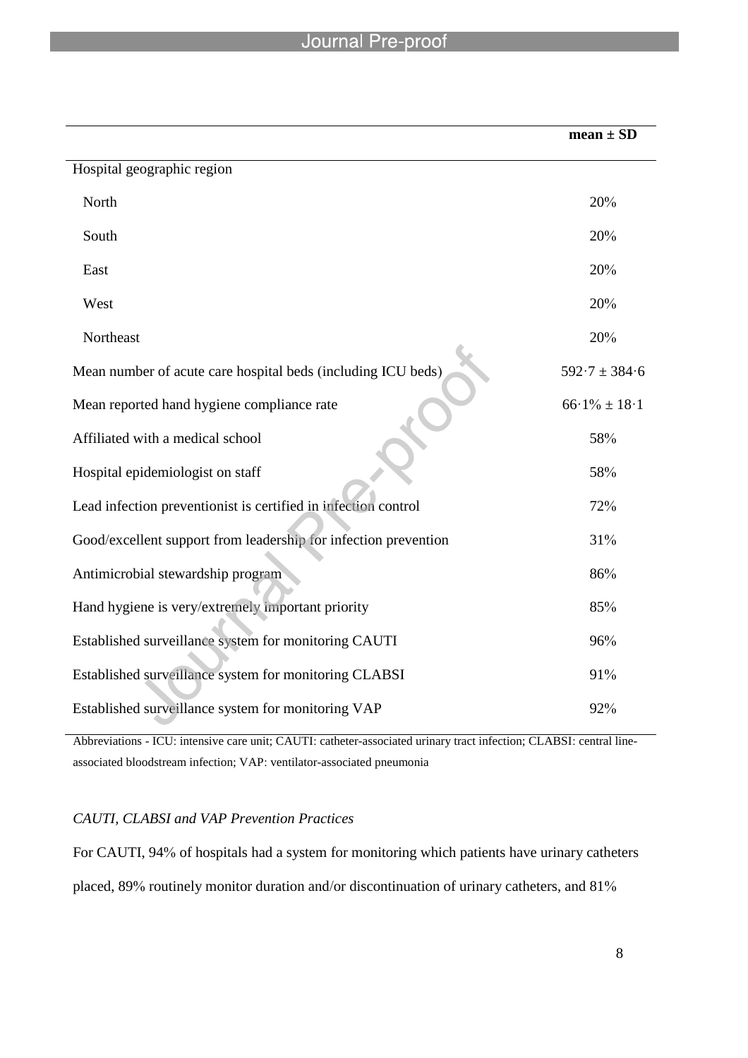| | mean ± SD |
|---|---|
| Hospital geographic region | |
| North | 20% |
| South | 20% |
| East | 20% |
| West | 20% |
| Northeast | 20% |
| Mean number of acute care hospital beds (including ICU beds) | 592·7 ± 384·6 |
| Mean reported hand hygiene compliance rate | 66·1% ± 18·1 |
| Affiliated with a medical school | 58% |
| Hospital epidemiologist on staff | 58% |
| Lead infection preventionist is certified in infection control | 72% |
| Good/excellent support from leadership for infection prevention | 31% |
| Antimicrobial stewardship program | 86% |
| Hand hygiene is very/extremely important priority | 85% |
| Established surveillance system for monitoring CAUTI | 96% |
| Established surveillance system for monitoring CLABSI | 91% |
| Established surveillance system for monitoring VAP | 92% |

Abbreviations - ICU: intensive care unit; CAUTI: catheter-associated urinary tract infection; CLABSI: central line-associated bloodstream infection; VAP: ventilator-associated pneumonia

*CAUTI, CLABSI and VAP Prevention Practices*

For CAUTI, 94% of hospitals had a system for monitoring which patients have urinary catheters placed, 89% routinely monitor duration and/or discontinuation of urinary catheters, and 81%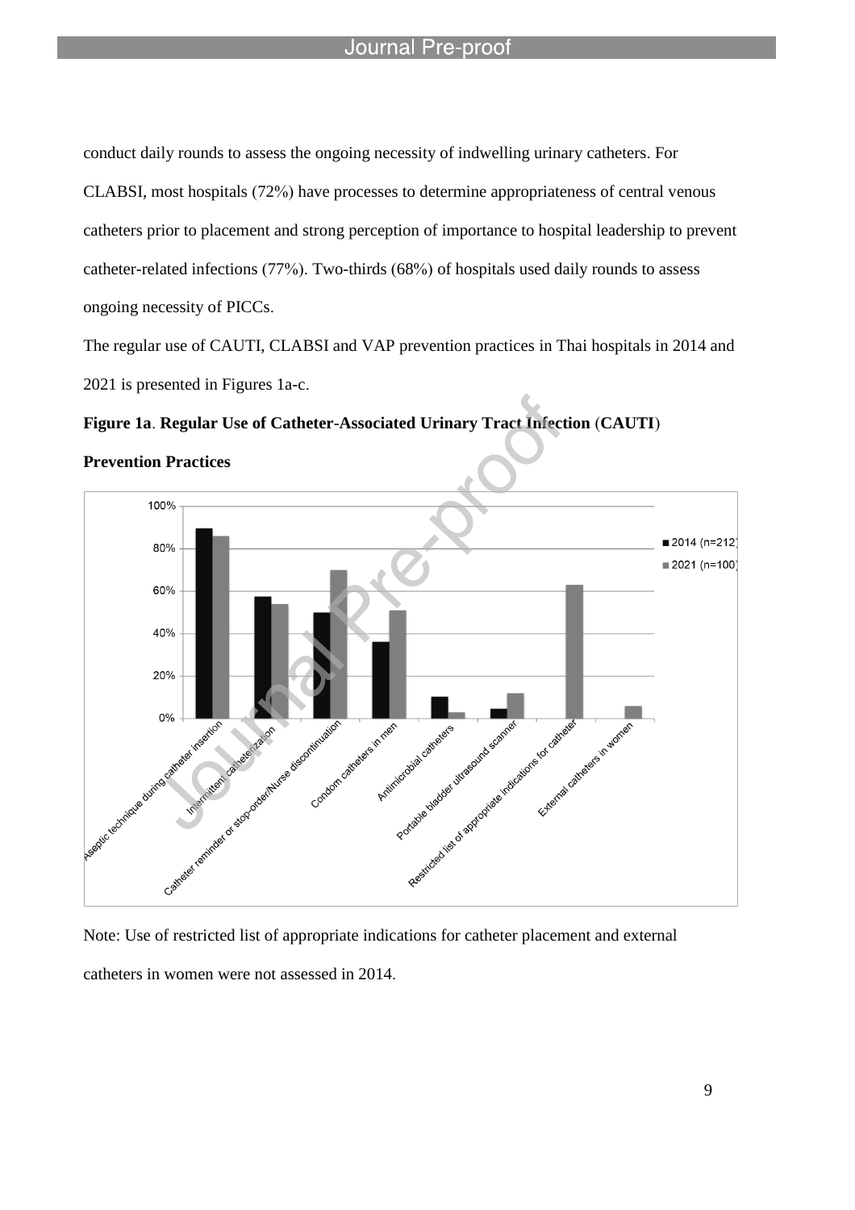conduct daily rounds to assess the ongoing necessity of indwelling urinary catheters. For CLABSI, most hospitals (72%) have processes to determine appropriateness of central venous catheters prior to placement and strong perception of importance to hospital leadership to prevent catheter-related infections (77%). Two-thirds (68%) of hospitals used daily rounds to assess ongoing necessity of PICCs.

The regular use of CAUTI, CLABSI and VAP prevention practices in Thai hospitals in 2014 and 2021 is presented in Figures 1a-c.

**Figure 1a**. **Regular Use of Catheter-Associated Urinary Tract Infection** (**CAUTI**) **Prevention Practices**

Note: Use of restricted list of appropriate indications for catheter placement and external catheters in women were not assessed in 2014.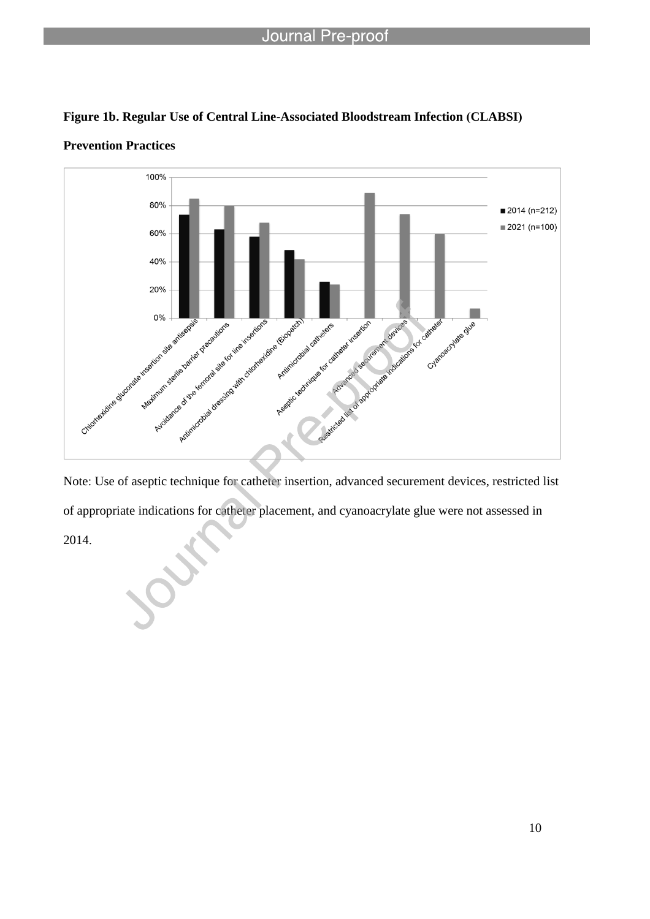**Figure 1b. Regular Use of Central Line-Associated Bloodstream Infection (CLABSI) Prevention Practices**

Note: Use of aseptic technique for catheter insertion, advanced securement devices, restricted list of appropriate indications for catheter placement, and cyanoacrylate glue were not assessed in 2014.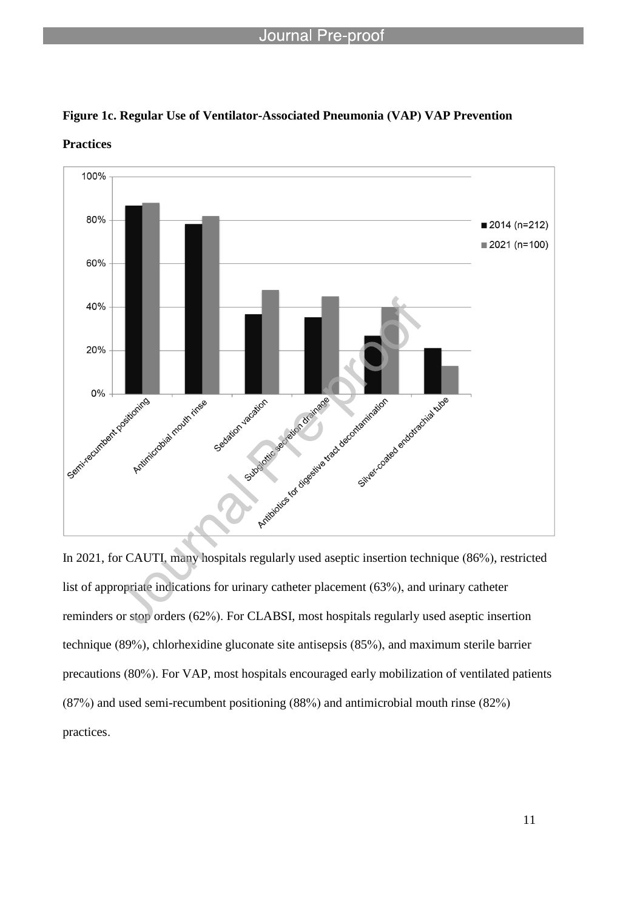**Figure 1c. Regular Use of Ventilator-Associated Pneumonia (VAP) VAP Prevention Practices**

In 2021, for CAUTI, many hospitals regularly used aseptic insertion technique (86%), restricted list of appropriate indications for urinary catheter placement (63%), and urinary catheter reminders or stop orders (62%). For CLABSI, most hospitals regularly used aseptic insertion technique (89%), chlorhexidine gluconate site antisepsis (85%), and maximum sterile barrier precautions (80%). For VAP, most hospitals encouraged early mobilization of ventilated patients (87%) and used semi-recumbent positioning (88%) and antimicrobial mouth rinse (82%) practices.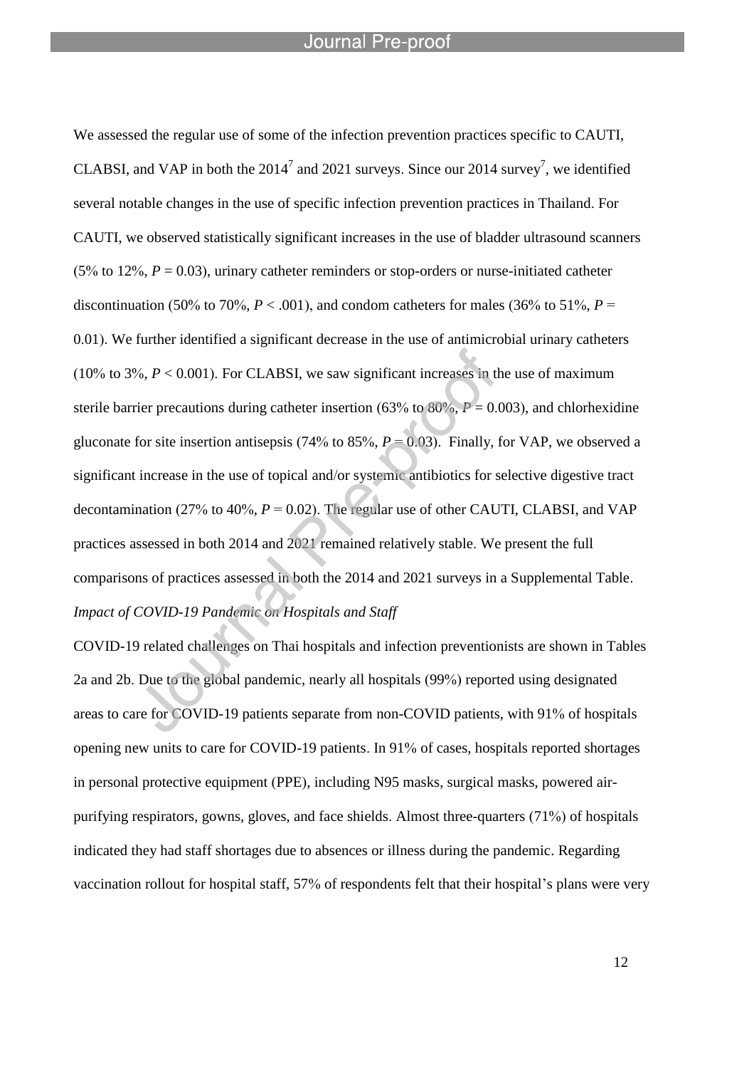We assessed the regular use of some of the infection prevention practices specific to CAUTI, CLABSI, and VAP in both the 2014[7] and 2021 surveys. Since our 2014 survey[7], we identified several notable changes in the use of specific infection prevention practices in Thailand. For CAUTI, we observed statistically significant increases in the use of bladder ultrasound scanners (5% to 12%, $P = 0.03$), urinary catheter reminders or stop-orders or nurse-initiated catheter discontinuation (50% to 70%, $P < .001$), and condom catheters for males (36% to 51%, $P = 0.01$). We further identified a significant decrease in the use of antimicrobial urinary catheters (10% to 3%, $P < 0.001$). For CLABSI, we saw significant increases in the use of maximum sterile barrier precautions during catheter insertion (63% to 80%, $P = 0.003$), and chlorhexidine gluconate for site insertion antisepsis (74% to 85%, $P = 0.03$). Finally, for VAP, we observed a significant increase in the use of topical and/or systemic antibiotics for selective digestive tract decontamination (27% to 40%, $P = 0.02$). The regular use of other CAUTI, CLABSI, and VAP practices assessed in both 2014 and 2021 remained relatively stable. We present the full comparisons of practices assessed in both the 2014 and 2021 surveys in a Supplemental Table.

*Impact of COVID-19 Pandemic on Hospitals and Staff*

COVID-19 related challenges on Thai hospitals and infection preventionists are shown in Tables 2a and 2b. Due to the global pandemic, nearly all hospitals (99%) reported using designated areas to care for COVID-19 patients separate from non-COVID patients, with 91% of hospitals opening new units to care for COVID-19 patients. In 91% of cases, hospitals reported shortages in personal protective equipment (PPE), including N95 masks, surgical masks, powered air-purifying respirators, gowns, gloves, and face shields. Almost three-quarters (71%) of hospitals indicated they had staff shortages due to absences or illness during the pandemic. Regarding vaccination rollout for hospital staff, 57% of respondents felt that their hospital's plans were very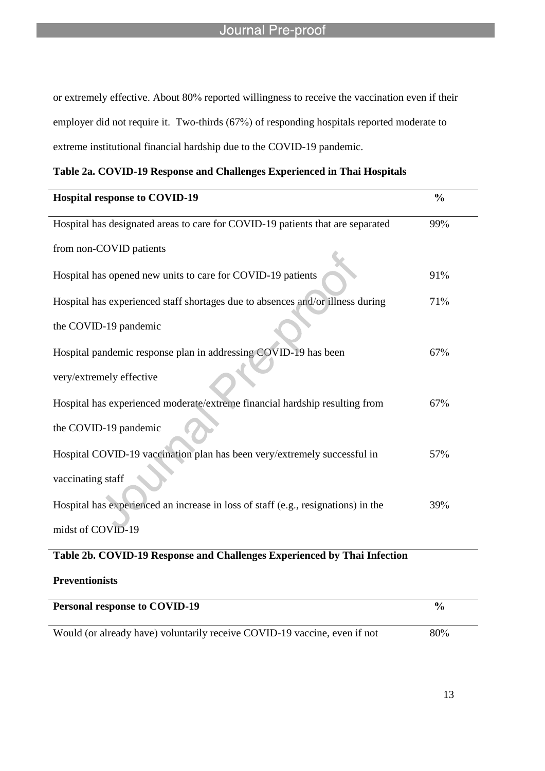or extremely effective. About 80% reported willingness to receive the vaccination even if their employer did not require it. Two-thirds (67%) of responding hospitals reported moderate to extreme institutional financial hardship due to the COVID-19 pandemic.

**Table 2a. COVID-19 Response and Challenges Experienced in Thai Hospitals**

| Hospital response to COVID-19 | % |
|---|---|
| Hospital has designated areas to care for COVID-19 patients that are separated from non-COVID patients | 99% |
| Hospital has opened new units to care for COVID-19 patients | 91% |
| Hospital has experienced staff shortages due to absences and/or illness during the COVID-19 pandemic | 71% |
| Hospital pandemic response plan in addressing COVID-19 has been very/extremely effective | 67% |
| Hospital has experienced moderate/extreme financial hardship resulting from the COVID-19 pandemic | 67% |
| Hospital COVID-19 vaccination plan has been very/extremely successful in vaccinating staff | 57% |
| Hospital has experienced an increase in loss of staff (e.g., resignations) in the midst of COVID-19 | 39% |

**Table 2b. COVID-19 Response and Challenges Experienced by Thai Infection Preventionists**

| Personal response to COVID-19 | % |
|---|---|
| Would (or already have) voluntarily receive COVID-19 vaccine, even if not | 80% |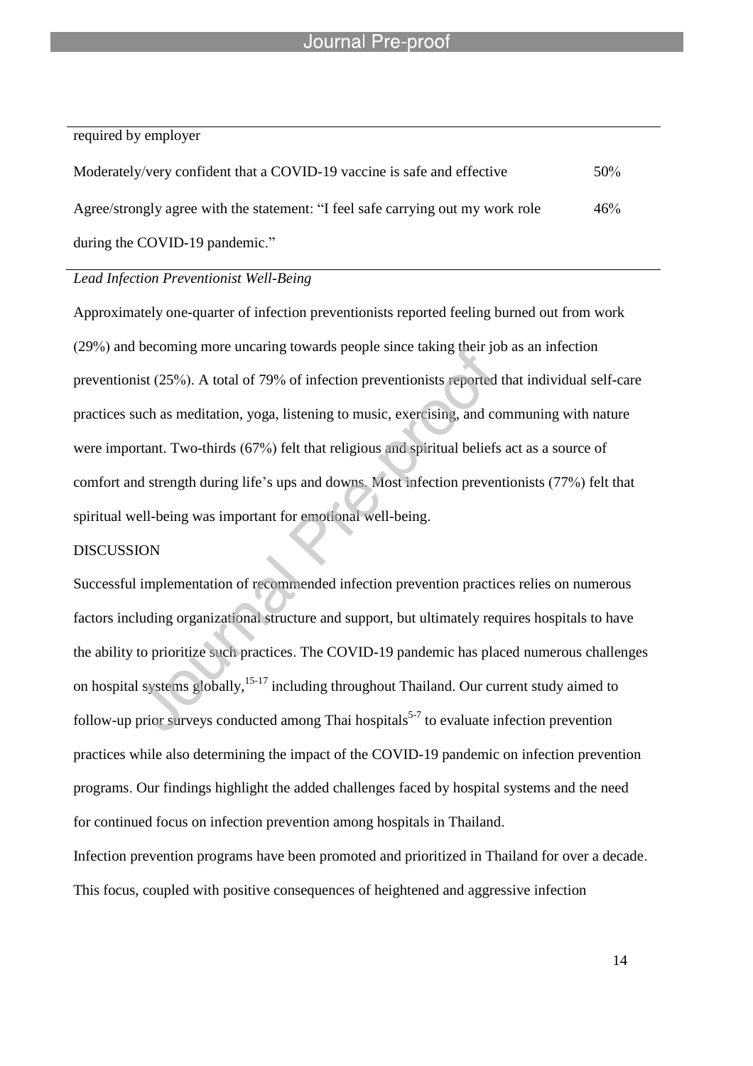| | |
|---|---|
| required by employer | |
| Moderately/very confident that a COVID-19 vaccine is safe and effective | 50% |
| Agree/strongly agree with the statement: "I feel safe carrying out my work role during the COVID-19 pandemic." | 46% |

*Lead Infection Preventionist Well-Being*

Approximately one-quarter of infection preventionists reported feeling burned out from work (29%) and becoming more uncaring towards people since taking their job as an infection preventionist (25%). A total of 79% of infection preventionists reported that individual self-care practices such as meditation, yoga, listening to music, exercising, and communing with nature were important. Two-thirds (67%) felt that religious and spiritual beliefs act as a source of comfort and strength during life's ups and downs. Most infection preventionists (77%) felt that spiritual well-being was important for emotional well-being.

## DISCUSSION

Successful implementation of recommended infection prevention practices relies on numerous factors including organizational structure and support, but ultimately requires hospitals to have the ability to prioritize such practices. The COVID-19 pandemic has placed numerous challenges on hospital systems globally,[15-17] including throughout Thailand. Our current study aimed to follow-up prior surveys conducted among Thai hospitals[5-7] to evaluate infection prevention practices while also determining the impact of the COVID-19 pandemic on infection prevention programs. Our findings highlight the added challenges faced by hospital systems and the need for continued focus on infection prevention among hospitals in Thailand.

Infection prevention programs have been promoted and prioritized in Thailand for over a decade. This focus, coupled with positive consequences of heightened and aggressive infection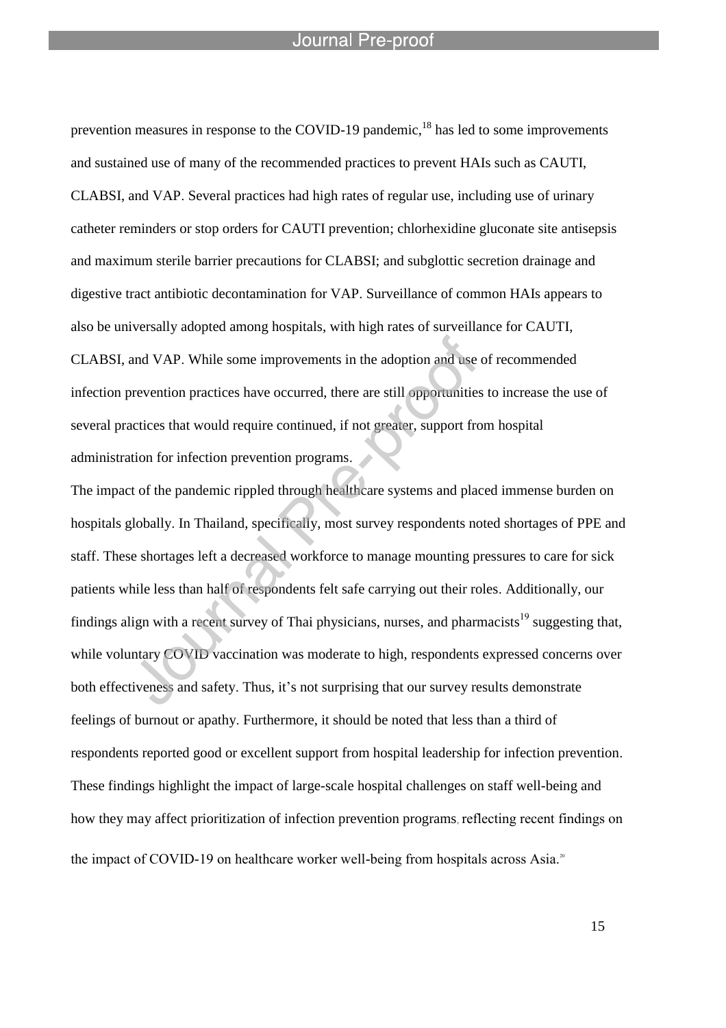prevention measures in response to the COVID-19 pandemic,[18] has led to some improvements and sustained use of many of the recommended practices to prevent HAIs such as CAUTI, CLABSI, and VAP. Several practices had high rates of regular use, including use of urinary catheter reminders or stop orders for CAUTI prevention; chlorhexidine gluconate site antisepsis and maximum sterile barrier precautions for CLABSI; and subglottic secretion drainage and digestive tract antibiotic decontamination for VAP. Surveillance of common HAIs appears to also be universally adopted among hospitals, with high rates of surveillance for CAUTI, CLABSI, and VAP. While some improvements in the adoption and use of recommended infection prevention practices have occurred, there are still opportunities to increase the use of several practices that would require continued, if not greater, support from hospital administration for infection prevention programs.

The impact of the pandemic rippled through healthcare systems and placed immense burden on hospitals globally. In Thailand, specifically, most survey respondents noted shortages of PPE and staff. These shortages left a decreased workforce to manage mounting pressures to care for sick patients while less than half of respondents felt safe carrying out their roles. Additionally, our findings align with a recent survey of Thai physicians, nurses, and pharmacists[19] suggesting that, while voluntary COVID vaccination was moderate to high, respondents expressed concerns over both effectiveness and safety. Thus, it's not surprising that our survey results demonstrate feelings of burnout or apathy. Furthermore, it should be noted that less than a third of respondents reported good or excellent support from hospital leadership for infection prevention. These findings highlight the impact of large-scale hospital challenges on staff well-being and how they may affect prioritization of infection prevention programs, reflecting recent findings on the impact of COVID-19 on healthcare worker well-being from hospitals across Asia.[20]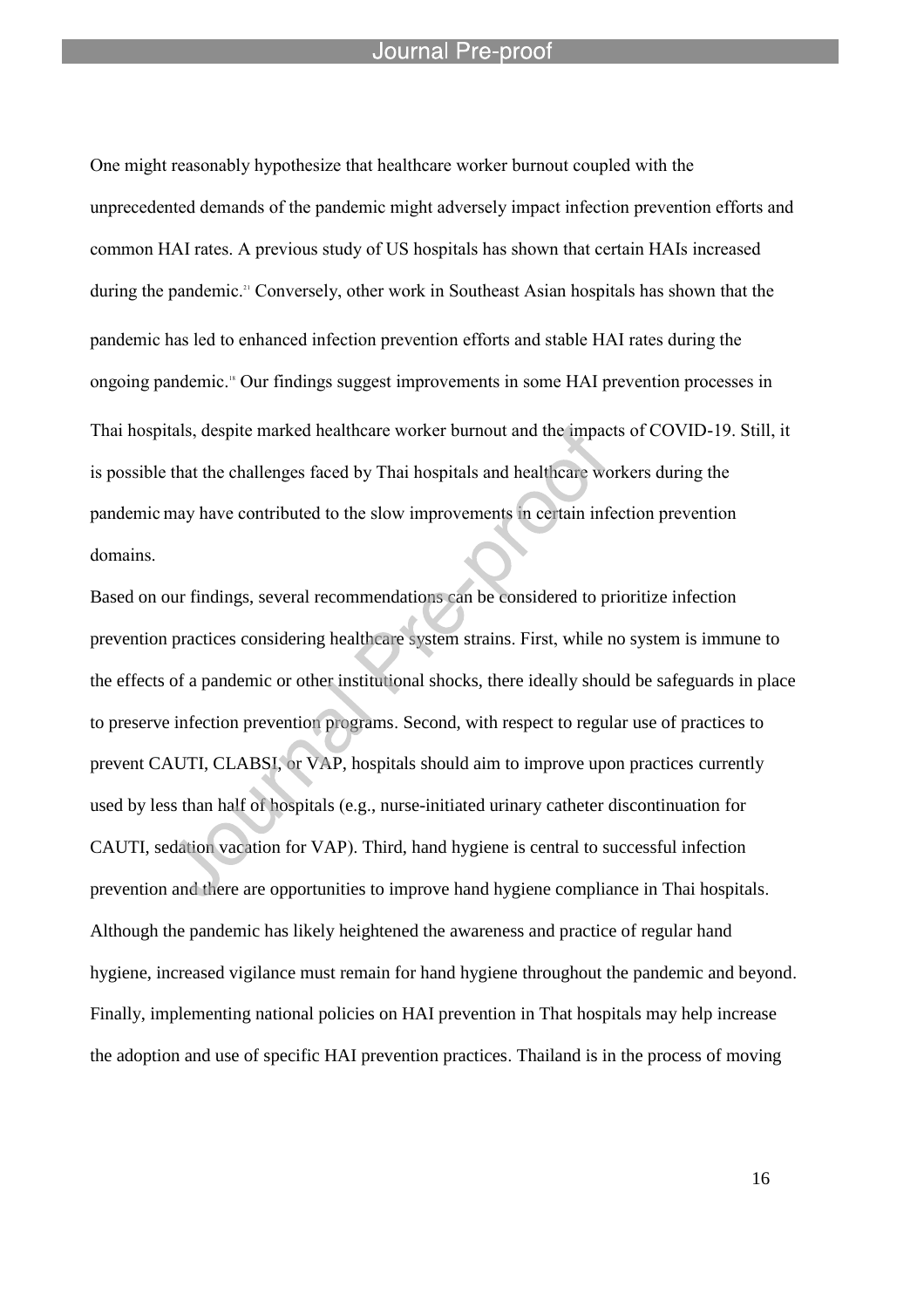One might reasonably hypothesize that healthcare worker burnout coupled with the unprecedented demands of the pandemic might adversely impact infection prevention efforts and common HAI rates. A previous study of US hospitals has shown that certain HAIs increased during the pandemic.[21] Conversely, other work in Southeast Asian hospitals has shown that the pandemic has led to enhanced infection prevention efforts and stable HAI rates during the ongoing pandemic.[18] Our findings suggest improvements in some HAI prevention processes in Thai hospitals, despite marked healthcare worker burnout and the impacts of COVID-19. Still, it is possible that the challenges faced by Thai hospitals and healthcare workers during the pandemic may have contributed to the slow improvements in certain infection prevention domains.

Based on our findings, several recommendations can be considered to prioritize infection prevention practices considering healthcare system strains. First, while no system is immune to the effects of a pandemic or other institutional shocks, there ideally should be safeguards in place to preserve infection prevention programs. Second, with respect to regular use of practices to prevent CAUTI, CLABSI, or VAP, hospitals should aim to improve upon practices currently used by less than half of hospitals (e.g., nurse-initiated urinary catheter discontinuation for CAUTI, sedation vacation for VAP). Third, hand hygiene is central to successful infection prevention and there are opportunities to improve hand hygiene compliance in Thai hospitals. Although the pandemic has likely heightened the awareness and practice of regular hand hygiene, increased vigilance must remain for hand hygiene throughout the pandemic and beyond. Finally, implementing national policies on HAI prevention in That hospitals may help increase the adoption and use of specific HAI prevention practices. Thailand is in the process of moving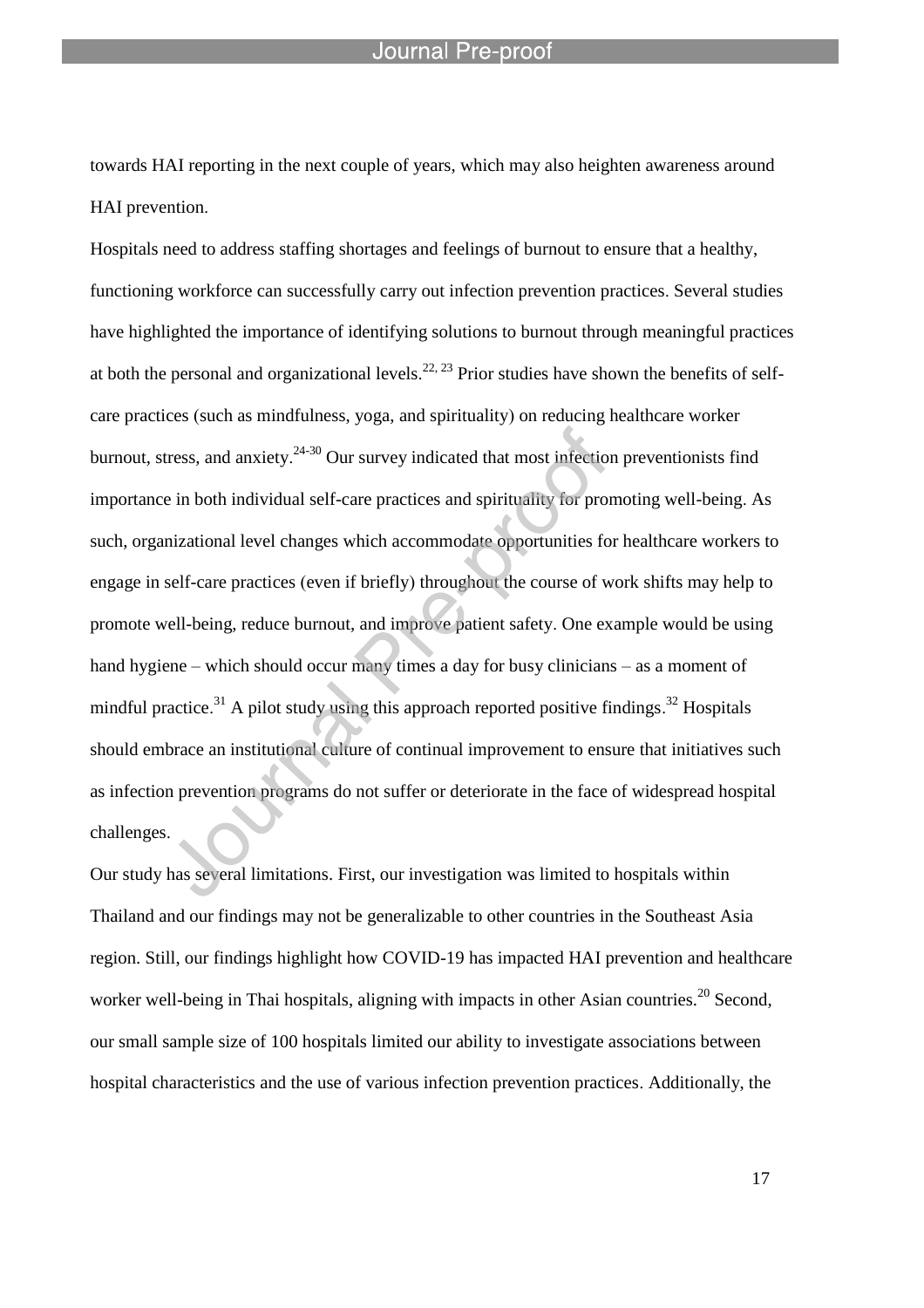towards HAI reporting in the next couple of years, which may also heighten awareness around HAI prevention.

Hospitals need to address staffing shortages and feelings of burnout to ensure that a healthy, functioning workforce can successfully carry out infection prevention practices. Several studies have highlighted the importance of identifying solutions to burnout through meaningful practices at both the personal and organizational levels.[22, 23] Prior studies have shown the benefits of self-care practices (such as mindfulness, yoga, and spirituality) on reducing healthcare worker burnout, stress, and anxiety.[24-30] Our survey indicated that most infection preventionists find importance in both individual self-care practices and spirituality for promoting well-being. As such, organizational level changes which accommodate opportunities for healthcare workers to engage in self-care practices (even if briefly) throughout the course of work shifts may help to promote well-being, reduce burnout, and improve patient safety. One example would be using hand hygiene – which should occur many times a day for busy clinicians – as a moment of mindful practice.[31] A pilot study using this approach reported positive findings.[32] Hospitals should embrace an institutional culture of continual improvement to ensure that initiatives such as infection prevention programs do not suffer or deteriorate in the face of widespread hospital challenges.

Our study has several limitations. First, our investigation was limited to hospitals within Thailand and our findings may not be generalizable to other countries in the Southeast Asia region. Still, our findings highlight how COVID-19 has impacted HAI prevention and healthcare worker well-being in Thai hospitals, aligning with impacts in other Asian countries.[20] Second, our small sample size of 100 hospitals limited our ability to investigate associations between hospital characteristics and the use of various infection prevention practices. Additionally, the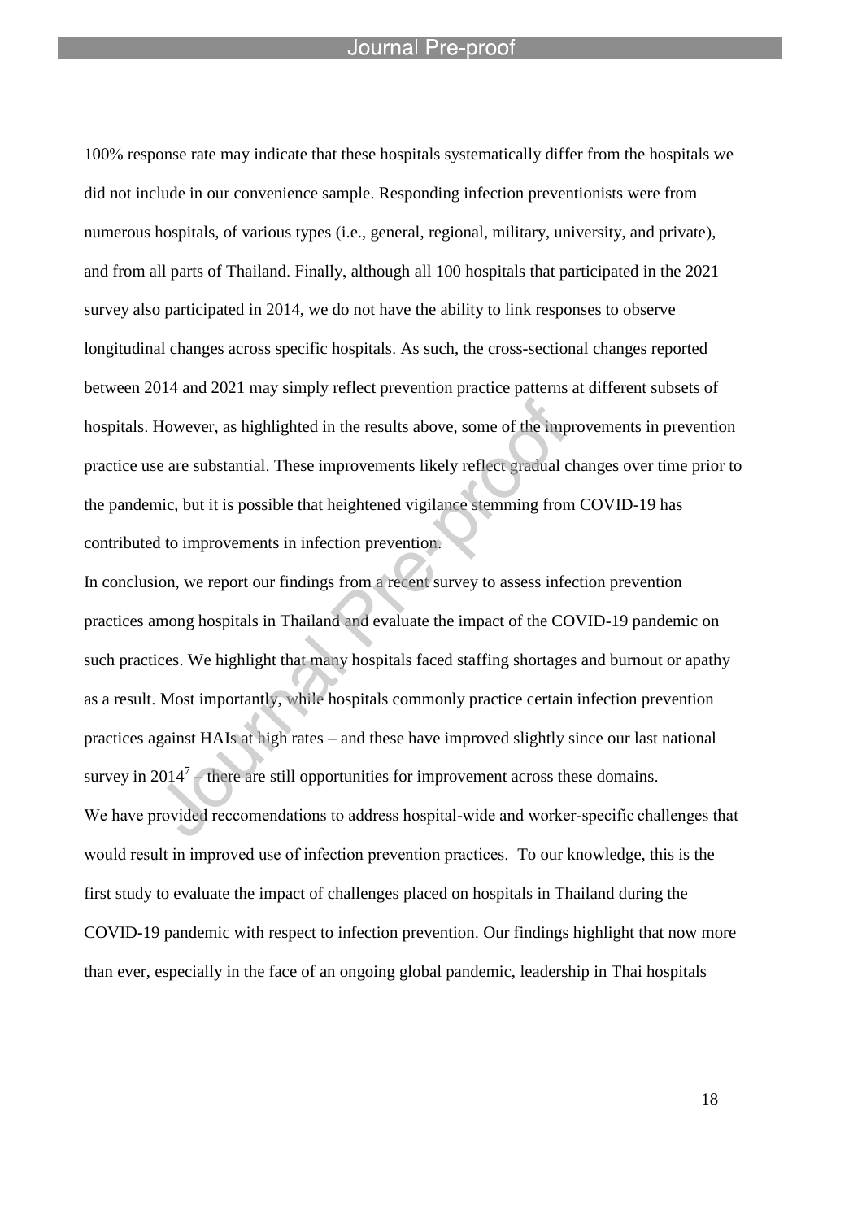100% response rate may indicate that these hospitals systematically differ from the hospitals we did not include in our convenience sample. Responding infection preventionists were from numerous hospitals, of various types (i.e., general, regional, military, university, and private), and from all parts of Thailand. Finally, although all 100 hospitals that participated in the 2021 survey also participated in 2014, we do not have the ability to link responses to observe longitudinal changes across specific hospitals. As such, the cross-sectional changes reported between 2014 and 2021 may simply reflect prevention practice patterns at different subsets of hospitals. However, as highlighted in the results above, some of the improvements in prevention practice use are substantial. These improvements likely reflect gradual changes over time prior to the pandemic, but it is possible that heightened vigilance stemming from COVID-19 has contributed to improvements in infection prevention.

In conclusion, we report our findings from a recent survey to assess infection prevention practices among hospitals in Thailand and evaluate the impact of the COVID-19 pandemic on such practices. We highlight that many hospitals faced staffing shortages and burnout or apathy as a result. Most importantly, while hospitals commonly practice certain infection prevention practices against HAIs at high rates – and these have improved slightly since our last national survey in 2014[7] – there are still opportunities for improvement across these domains.

We have provided reccomendations to address hospital-wide and worker-specific challenges that would result in improved use of infection prevention practices. To our knowledge, this is the first study to evaluate the impact of challenges placed on hospitals in Thailand during the COVID-19 pandemic with respect to infection prevention. Our findings highlight that now more than ever, especially in the face of an ongoing global pandemic, leadership in Thai hospitals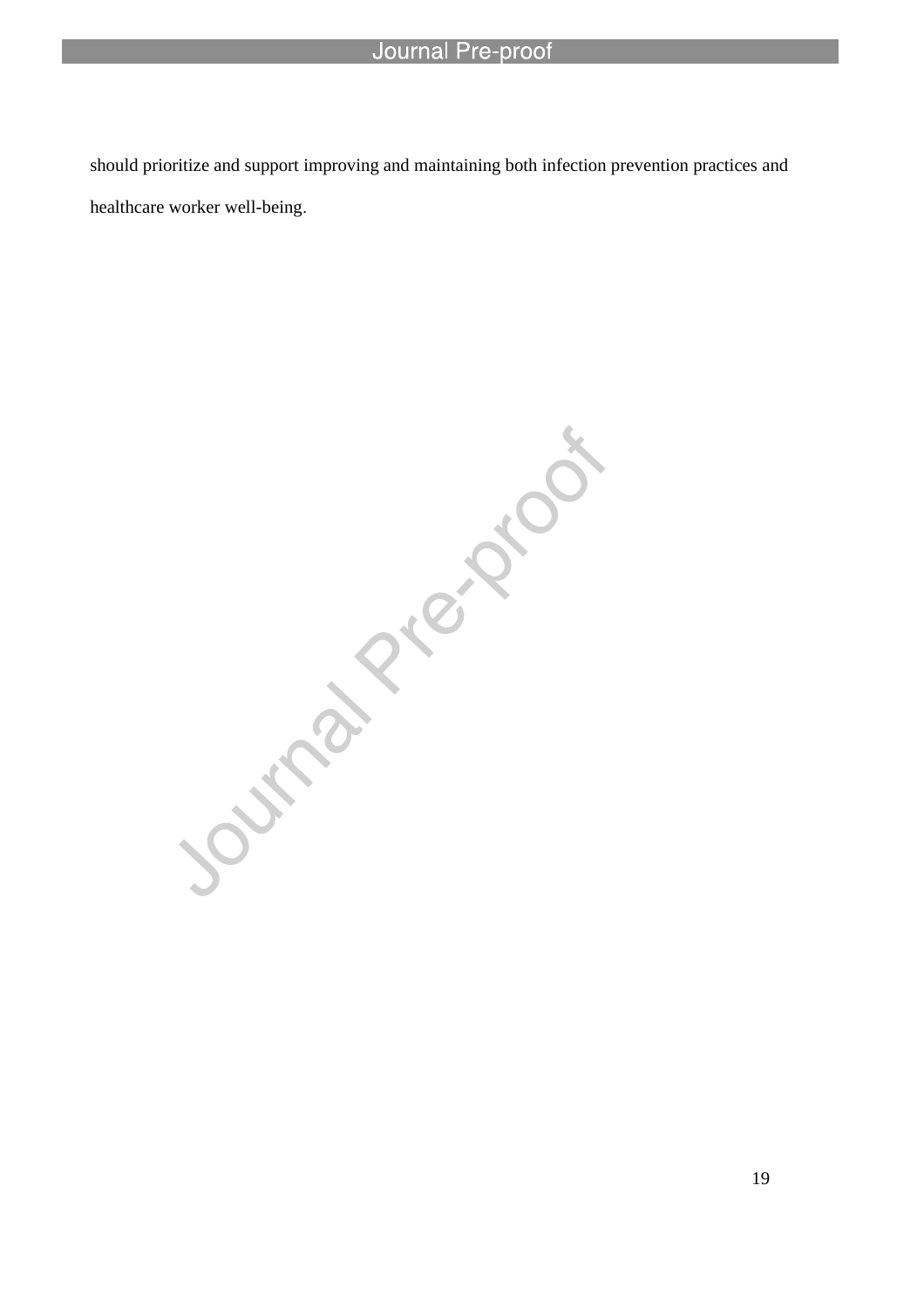should prioritize and support improving and maintaining both infection prevention practices and healthcare worker well-being.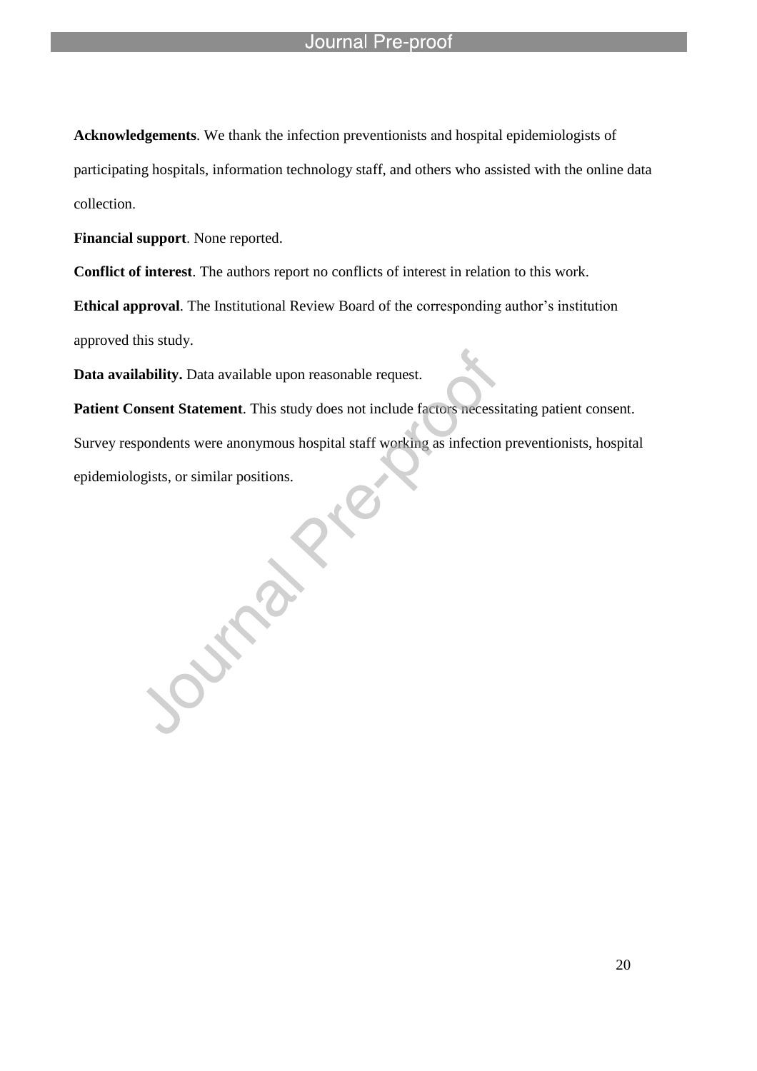**Acknowledgements**. We thank the infection preventionists and hospital epidemiologists of participating hospitals, information technology staff, and others who assisted with the online data collection.

**Financial support**. None reported.

**Conflict of interest**. The authors report no conflicts of interest in relation to this work.

**Ethical approval**. The Institutional Review Board of the corresponding author's institution approved this study.

**Data availability.** Data available upon reasonable request.

**Patient Consent Statement**. This study does not include factors necessitating patient consent. Survey respondents were anonymous hospital staff working as infection preventionists, hospital epidemiologists, or similar positions.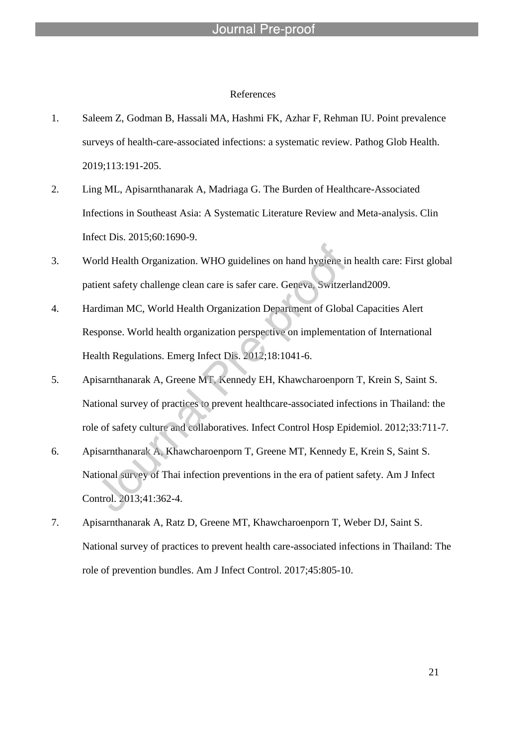## References

1. Saleem Z, Godman B, Hassali MA, Hashmi FK, Azhar F, Rehman IU. Point prevalence surveys of health-care-associated infections: a systematic review. Pathog Glob Health. 2019;113:191-205.
2. Ling ML, Apisarnthanarak A, Madriaga G. The Burden of Healthcare-Associated Infections in Southeast Asia: A Systematic Literature Review and Meta-analysis. Clin Infect Dis. 2015;60:1690-9.
3. World Health Organization. WHO guidelines on hand hygiene in health care: First global patient safety challenge clean care is safer care. Geneva, Switzerland2009.
4. Hardiman MC, World Health Organization Department of Global Capacities Alert Response. World health organization perspective on implementation of International Health Regulations. Emerg Infect Dis. 2012;18:1041-6.
5. Apisarnthanarak A, Greene MT, Kennedy EH, Khawcharoenporn T, Krein S, Saint S. National survey of practices to prevent healthcare-associated infections in Thailand: the role of safety culture and collaboratives. Infect Control Hosp Epidemiol. 2012;33:711-7.
6. Apisarnthanarak A, Khawcharoenporn T, Greene MT, Kennedy E, Krein S, Saint S. National survey of Thai infection preventions in the era of patient safety. Am J Infect Control. 2013;41:362-4.
7. Apisarnthanarak A, Ratz D, Greene MT, Khawcharoenporn T, Weber DJ, Saint S. National survey of practices to prevent health care-associated infections in Thailand: The role of prevention bundles. Am J Infect Control. 2017;45:805-10.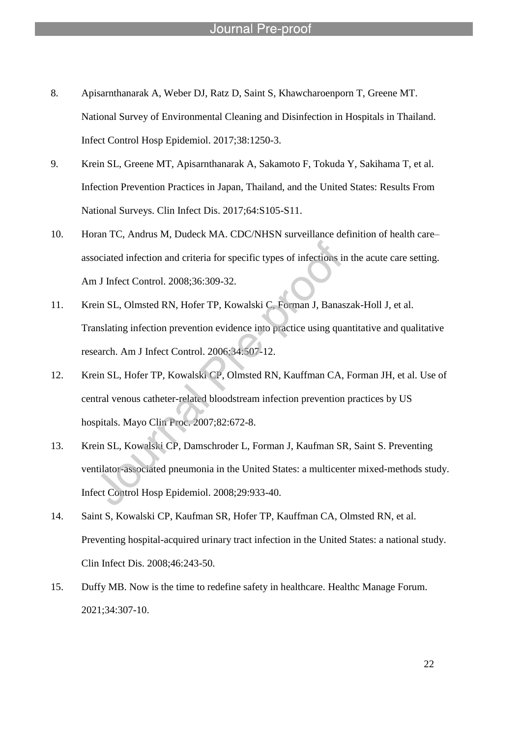8. Apisarnthanarak A, Weber DJ, Ratz D, Saint S, Khawcharoenporn T, Greene MT. National Survey of Environmental Cleaning and Disinfection in Hospitals in Thailand. Infect Control Hosp Epidemiol. 2017;38:1250-3.

9. Krein SL, Greene MT, Apisarnthanarak A, Sakamoto F, Tokuda Y, Sakihama T, et al. Infection Prevention Practices in Japan, Thailand, and the United States: Results From National Surveys. Clin Infect Dis. 2017;64:S105-S11.

10. Horan TC, Andrus M, Dudeck MA. CDC/NHSN surveillance definition of health care–associated infection and criteria for specific types of infections in the acute care setting. Am J Infect Control. 2008;36:309-32.

11. Krein SL, Olmsted RN, Hofer TP, Kowalski C, Forman J, Banaszak-Holl J, et al. Translating infection prevention evidence into practice using quantitative and qualitative research. Am J Infect Control. 2006;34:507-12.

12. Krein SL, Hofer TP, Kowalski CP, Olmsted RN, Kauffman CA, Forman JH, et al. Use of central venous catheter-related bloodstream infection prevention practices by US hospitals. Mayo Clin Proc. 2007;82:672-8.

13. Krein SL, Kowalski CP, Damschroder L, Forman J, Kaufman SR, Saint S. Preventing ventilator-associated pneumonia in the United States: a multicenter mixed-methods study. Infect Control Hosp Epidemiol. 2008;29:933-40.

14. Saint S, Kowalski CP, Kaufman SR, Hofer TP, Kauffman CA, Olmsted RN, et al. Preventing hospital-acquired urinary tract infection in the United States: a national study. Clin Infect Dis. 2008;46:243-50.

15. Duffy MB. Now is the time to redefine safety in healthcare. Healthc Manage Forum. 2021;34:307-10.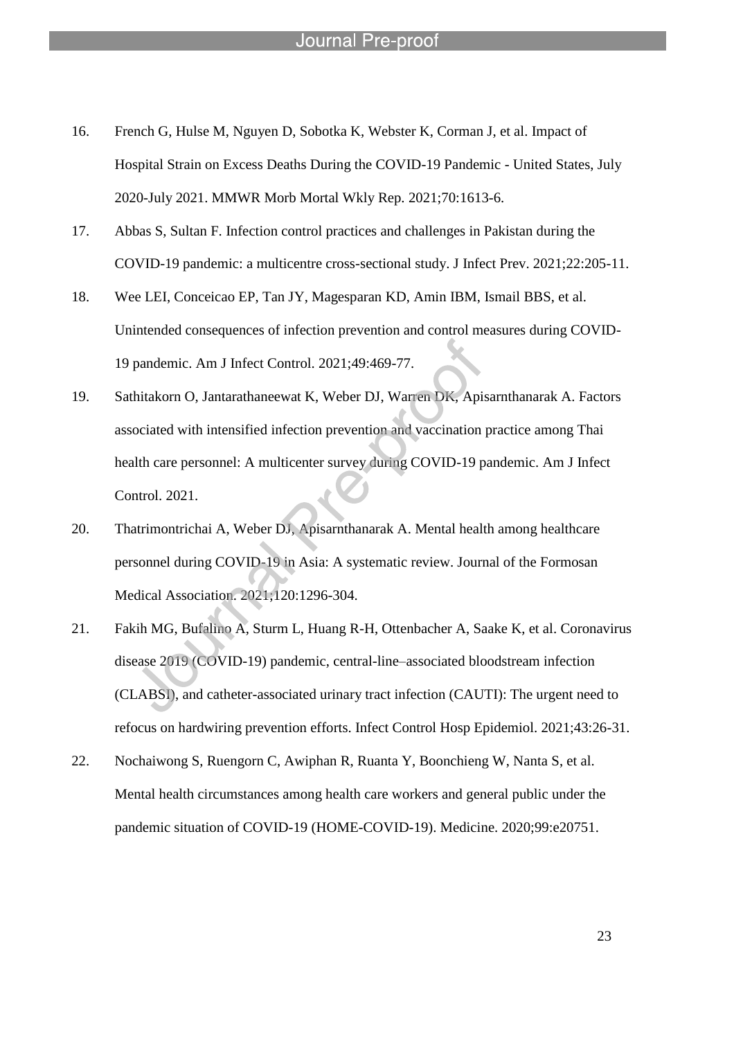16. French G, Hulse M, Nguyen D, Sobotka K, Webster K, Corman J, et al. Impact of Hospital Strain on Excess Deaths During the COVID-19 Pandemic - United States, July 2020-July 2021. MMWR Morb Mortal Wkly Rep. 2021;70:1613-6.

17. Abbas S, Sultan F. Infection control practices and challenges in Pakistan during the COVID-19 pandemic: a multicentre cross-sectional study. J Infect Prev. 2021;22:205-11.

18. Wee LEI, Conceicao EP, Tan JY, Magesparan KD, Amin IBM, Ismail BBS, et al. Unintended consequences of infection prevention and control measures during COVID-19 pandemic. Am J Infect Control. 2021;49:469-77.

19. Sathitakorn O, Jantarathaneewat K, Weber DJ, Warren DK, Apisarnthanarak A. Factors associated with intensified infection prevention and vaccination practice among Thai health care personnel: A multicenter survey during COVID-19 pandemic. Am J Infect Control. 2021.

20. Thatrimontrichai A, Weber DJ, Apisarnthanarak A. Mental health among healthcare personnel during COVID-19 in Asia: A systematic review. Journal of the Formosan Medical Association. 2021;120:1296-304.

21. Fakih MG, Bufalino A, Sturm L, Huang R-H, Ottenbacher A, Saake K, et al. Coronavirus disease 2019 (COVID-19) pandemic, central-line–associated bloodstream infection (CLABSI), and catheter-associated urinary tract infection (CAUTI): The urgent need to refocus on hardwiring prevention efforts. Infect Control Hosp Epidemiol. 2021;43:26-31.

22. Nochaiwong S, Ruengorn C, Awiphan R, Ruanta Y, Boonchieng W, Nanta S, et al. Mental health circumstances among health care workers and general public under the pandemic situation of COVID-19 (HOME-COVID-19). Medicine. 2020;99:e20751.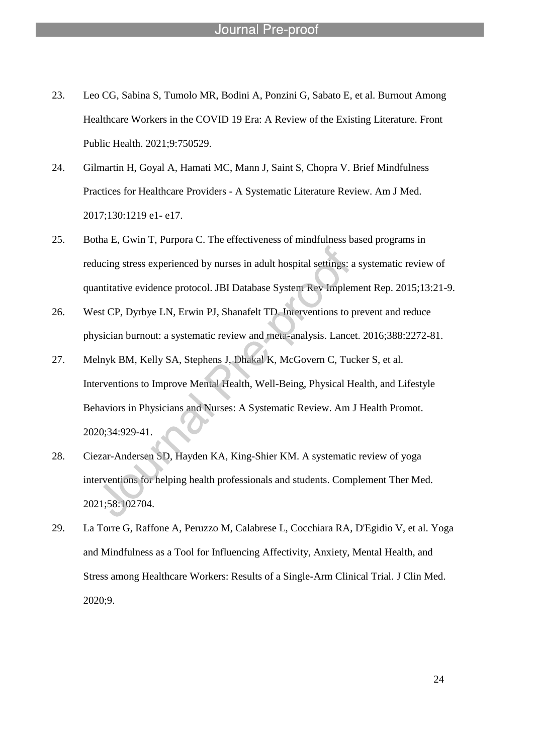23. Leo CG, Sabina S, Tumolo MR, Bodini A, Ponzini G, Sabato E, et al. Burnout Among Healthcare Workers in the COVID 19 Era: A Review of the Existing Literature. Front Public Health. 2021;9:750529.
24. Gilmartin H, Goyal A, Hamati MC, Mann J, Saint S, Chopra V. Brief Mindfulness Practices for Healthcare Providers - A Systematic Literature Review. Am J Med. 2017;130:1219 e1- e17.
25. Botha E, Gwin T, Purpora C. The effectiveness of mindfulness based programs in reducing stress experienced by nurses in adult hospital settings: a systematic review of quantitative evidence protocol. JBI Database System Rev Implement Rep. 2015;13:21-9.
26. West CP, Dyrbye LN, Erwin PJ, Shanafelt TD. Interventions to prevent and reduce physician burnout: a systematic review and meta-analysis. Lancet. 2016;388:2272-81.
27. Melnyk BM, Kelly SA, Stephens J, Dhakal K, McGovern C, Tucker S, et al. Interventions to Improve Mental Health, Well-Being, Physical Health, and Lifestyle Behaviors in Physicians and Nurses: A Systematic Review. Am J Health Promot. 2020;34:929-41.
28. Ciezar-Andersen SD, Hayden KA, King-Shier KM. A systematic review of yoga interventions for helping health professionals and students. Complement Ther Med. 2021;58:102704.
29. La Torre G, Raffone A, Peruzzo M, Calabrese L, Cocchiara RA, D'Egidio V, et al. Yoga and Mindfulness as a Tool for Influencing Affectivity, Anxiety, Mental Health, and Stress among Healthcare Workers: Results of a Single-Arm Clinical Trial. J Clin Med. 2020;9.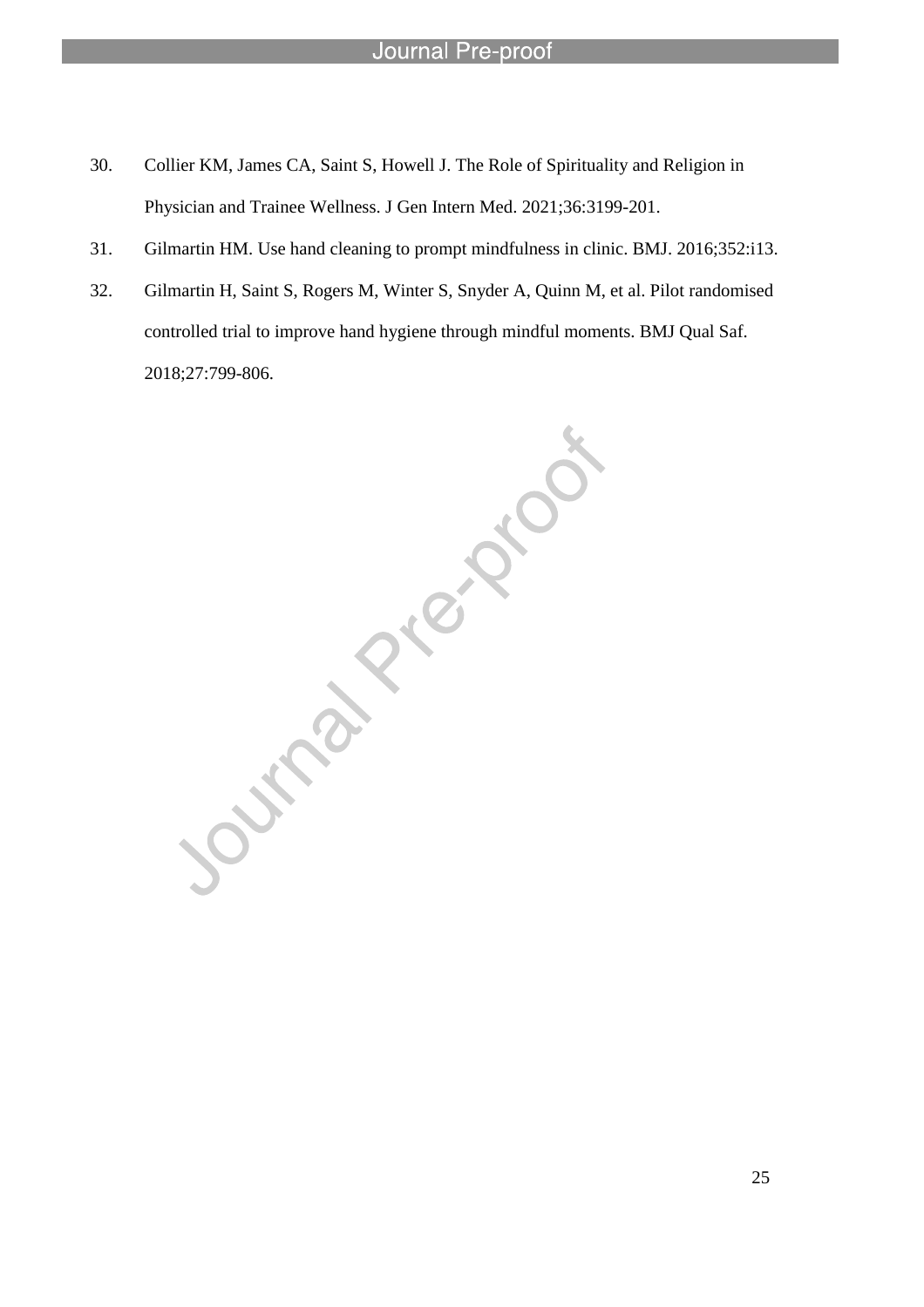30. Collier KM, James CA, Saint S, Howell J. The Role of Spirituality and Religion in Physician and Trainee Wellness. J Gen Intern Med. 2021;36:3199-201.
31. Gilmartin HM. Use hand cleaning to prompt mindfulness in clinic. BMJ. 2016;352:i13.
32. Gilmartin H, Saint S, Rogers M, Winter S, Snyder A, Quinn M, et al. Pilot randomised controlled trial to improve hand hygiene through mindful moments. BMJ Qual Saf. 2018;27:799-806.